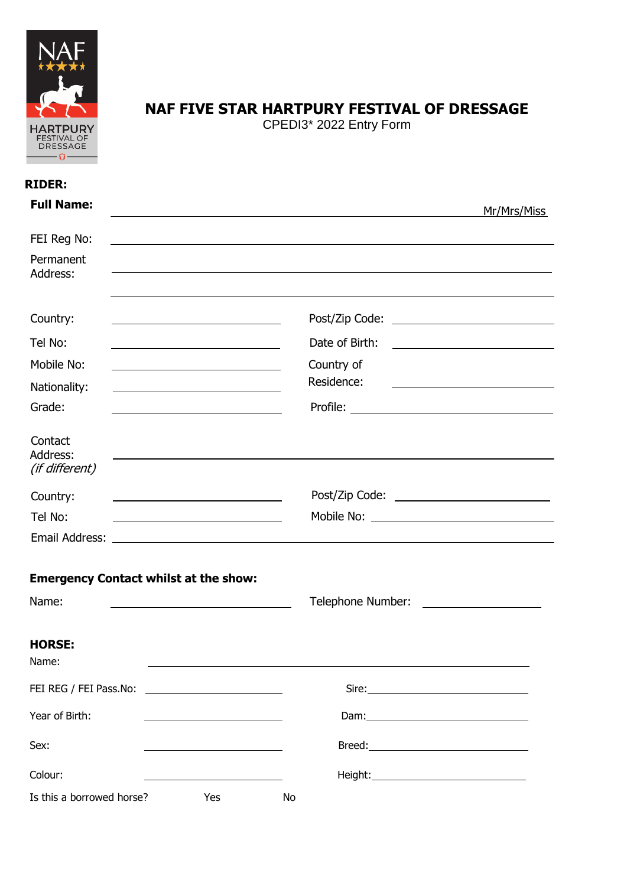# NAF FIVE STAR HARTPURY FESTIVAL OF DRESSAGE

CPEDI3* 2022 Entry Form

**RIDER:**

**Full Name:** ______________________________ Mr/Mrs/Miss

FEI Reg No: ______________________________

Permanent Address: ______________________________

______________________________

Country: ______________ Post/Zip Code: ______________

Tel No: ______________ Date of Birth: ______________

Mobile No: ______________ Country of Residence: ______________

Nationality: ______________

Grade: ______________ Profile: ______________

Contact Address: *(if different)* ______________________________

Country: ______________ Post/Zip Code: ______________

Tel No: ______________ Mobile No: ______________

Email Address: ______________________________

**Emergency Contact whilst at the show:**

Name: ______________ Telephone Number: ______________

**HORSE:**

Name: ______________________________

FEI REG / FEI Pass.No: ______________ Sire: ______________

Year of Birth: ______________ Dam: ______________

Sex: ______________ Breed: ______________

Colour: ______________ Height: ______________

Is this a borrowed horse? Yes No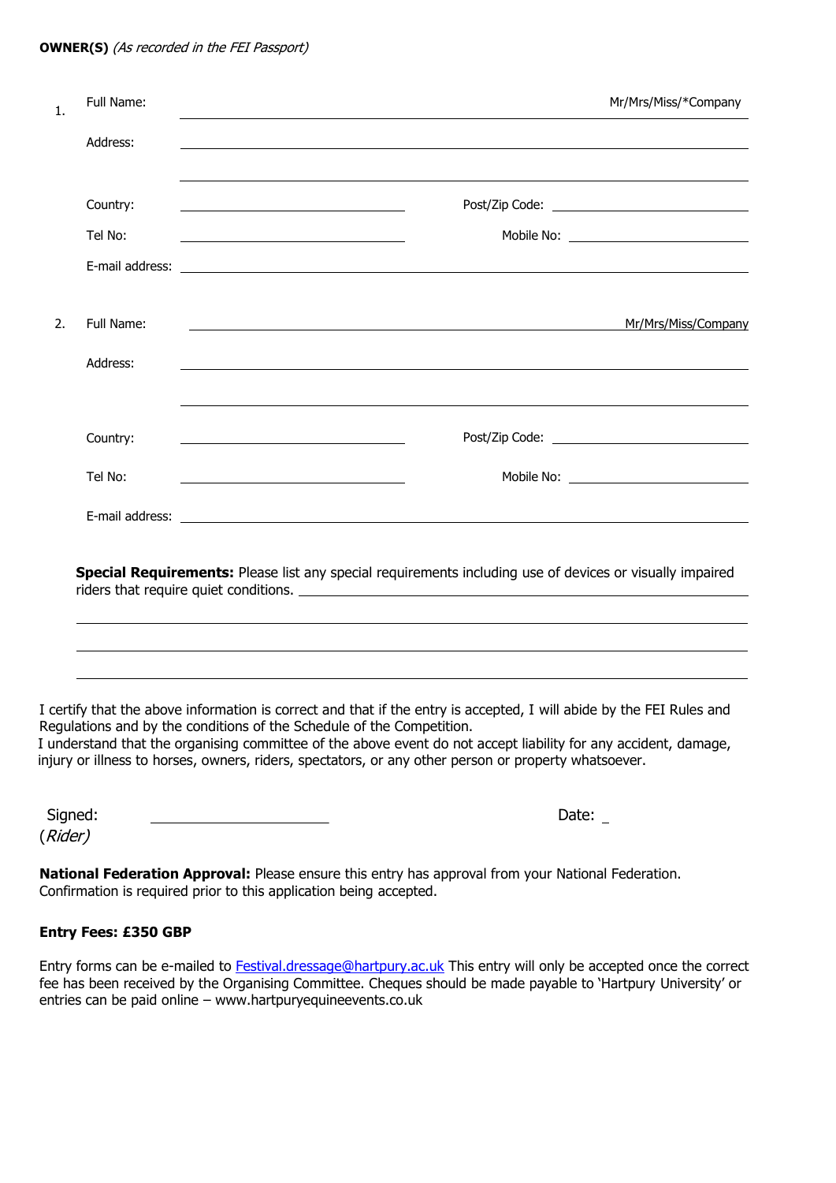**OWNER(S)** *(As recorded in the FEI Passport)*

1. Full Name: ______________________________ Mr/Mrs/Miss/*Company

   Address: ______________________________

   ______________________________

   Country: ______________ Post/Zip Code: ______________

   Tel No: ______________ Mobile No: ______________

   E-mail address: ______________________________

2. Full Name: ______________________________ Mr/Mrs/Miss/Company

   Address: ______________________________

   ______________________________

   Country: ______________ Post/Zip Code: ______________

   Tel No: ______________ Mobile No: ______________

   E-mail address: ______________________________

**Special Requirements:** Please list any special requirements including use of devices or visually impaired riders that require quiet conditions. ______________________________

______________________________

______________________________

______________________________

I certify that the above information is correct and that if the entry is accepted, I will abide by the FEI Rules and Regulations and by the conditions of the Schedule of the Competition.
I understand that the organising committee of the above event do not accept liability for any accident, damage, injury or illness to horses, owners, riders, spectators, or any other person or property whatsoever.

Signed: ______________________ Date: _
(*Rider)*

**National Federation Approval:** Please ensure this entry has approval from your National Federation. Confirmation is required prior to this application being accepted.

**Entry Fees: £350 GBP**

Entry forms can be e-mailed to Festival.dressage@hartpury.ac.uk This entry will only be accepted once the correct fee has been received by the Organising Committee. Cheques should be made payable to 'Hartpury University' or entries can be paid online – www.hartpuryequineevents.co.uk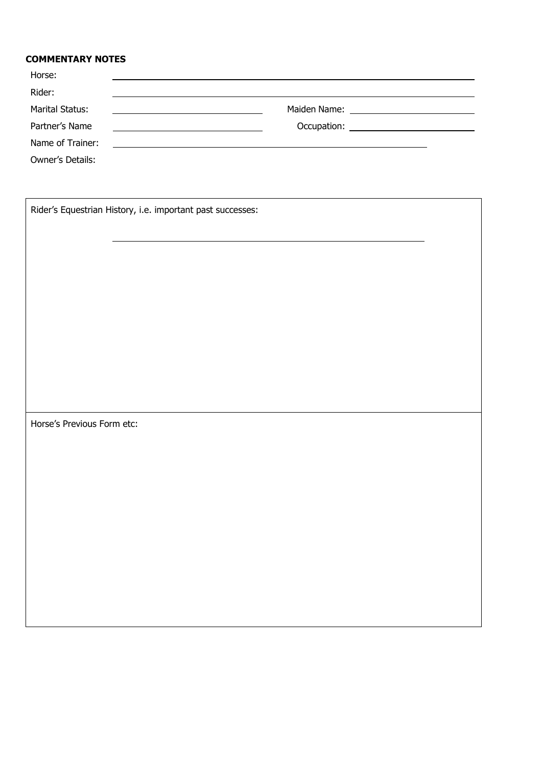**COMMENTARY NOTES**

Horse: \_\_\_\_\_\_\_\_\_\_\_\_\_\_\_\_\_\_\_\_\_\_\_\_\_\_\_\_\_\_\_\_\_\_\_\_\_\_\_\_

Rider: \_\_\_\_\_\_\_\_\_\_\_\_\_\_\_\_\_\_\_\_\_\_\_\_\_\_\_\_\_\_\_\_\_\_\_\_\_\_\_\_

Marital Status: \_\_\_\_\_\_\_\_\_\_\_\_\_\_\_\_\_\_\_\_ Maiden Name: \_\_\_\_\_\_\_\_\_\_\_\_\_\_\_\_\_\_\_\_

Partner's Name \_\_\_\_\_\_\_\_\_\_\_\_\_\_\_\_\_\_\_\_ Occupation: \_\_\_\_\_\_\_\_\_\_\_\_\_\_\_\_\_\_\_\_

Name of Trainer: \_\_\_\_\_\_\_\_\_\_\_\_\_\_\_\_\_\_\_\_\_\_\_\_\_\_\_\_\_\_\_\_\_\_\_\_\_\_\_\_

Owner's Details:

| Rider's Equestrian History, i.e. important past successes: |
| --- |
| Horse's Previous Form etc: |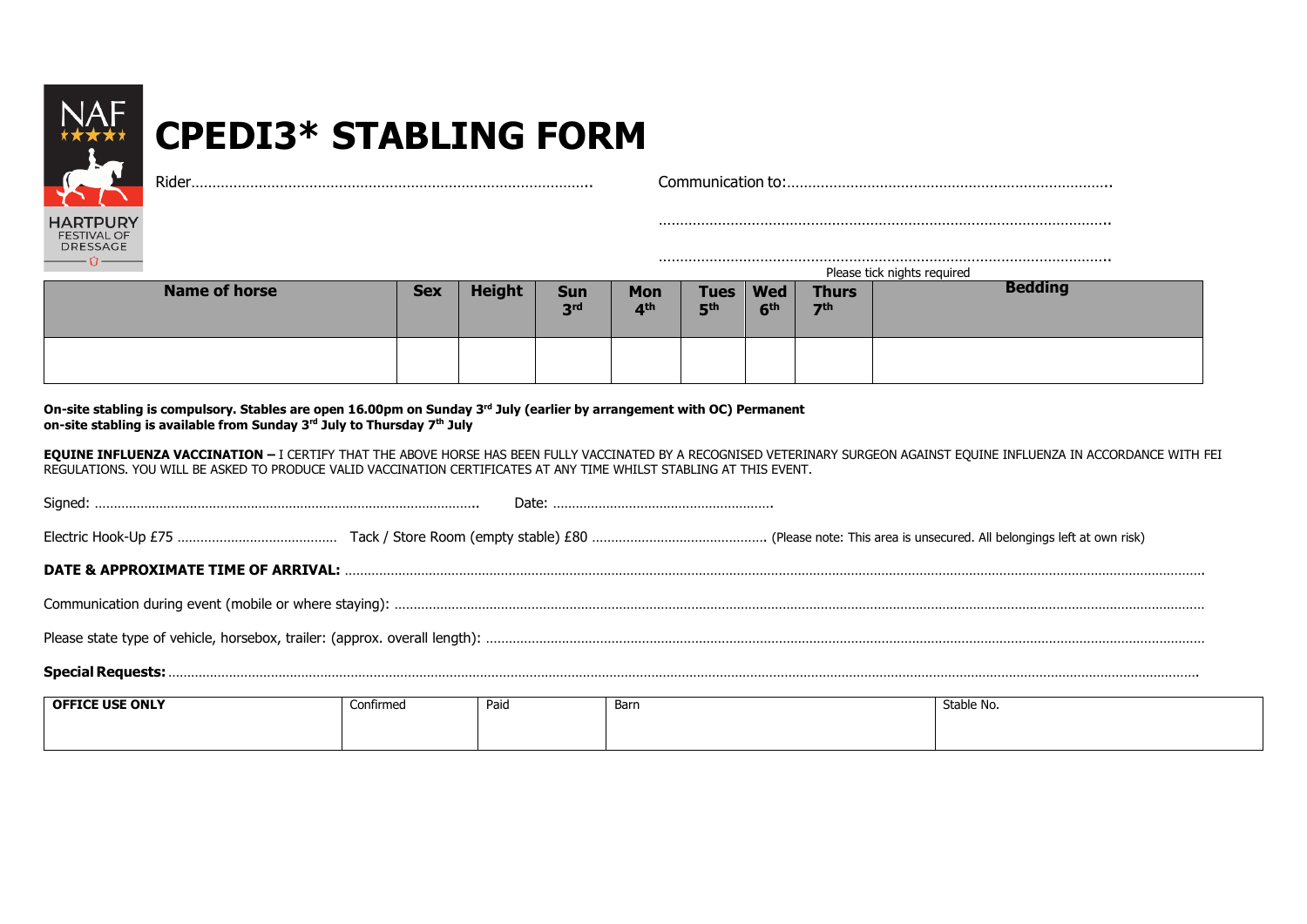# CPEDI3* STABLING FORM

Rider…………………………………………………………………………………….

Communication to:…………………………………………………………………..

…………………………………………………………………………………………….

…………………………………………………………………………………………….

Please tick nights required

| Name of horse | Sex | Height | Sun 3rd | Mon 4th | Tues 5th | Wed 6th | Thurs 7th | Bedding |
|---|---|---|---|---|---|---|---|---|
| | | | | | | | | |

**On-site stabling is compulsory. Stables are open 16.00pm on Sunday 3rd July (earlier by arrangement with OC) Permanent on-site stabling is available from Sunday 3rd July to Thursday 7th July**

**EQUINE INFLUENZA VACCINATION –** I CERTIFY THAT THE ABOVE HORSE HAS BEEN FULLY VACCINATED BY A RECOGNISED VETERINARY SURGEON AGAINST EQUINE INFLUENZA IN ACCORDANCE WITH FEI REGULATIONS. YOU WILL BE ASKED TO PRODUCE VALID VACCINATION CERTIFICATES AT ANY TIME WHILST STABLING AT THIS EVENT.

Signed: …………………………………………………………………………………… Date: …………………………………………………

Electric Hook-Up £75 …………………………………… Tack / Store Room (empty stable) £80 ……………………………………… (Please note: This area is unsecured. All belongings left at own risk)

**DATE & APPROXIMATE TIME OF ARRIVAL:** ……………………………………………………………………………………………………………………………………

Communication during event (mobile or where staying): ……………………………………………………………………………………………………………………

Please state type of vehicle, horsebox, trailer: (approx. overall length): ……………………………………………………………………………………………………

**Special Requests:** ……………………………………………………………………………………………………………………………………………………………

| OFFICE USE ONLY | Confirmed | Paid | Barn | Stable No. |
|---|---|---|---|---|
| | | | | |